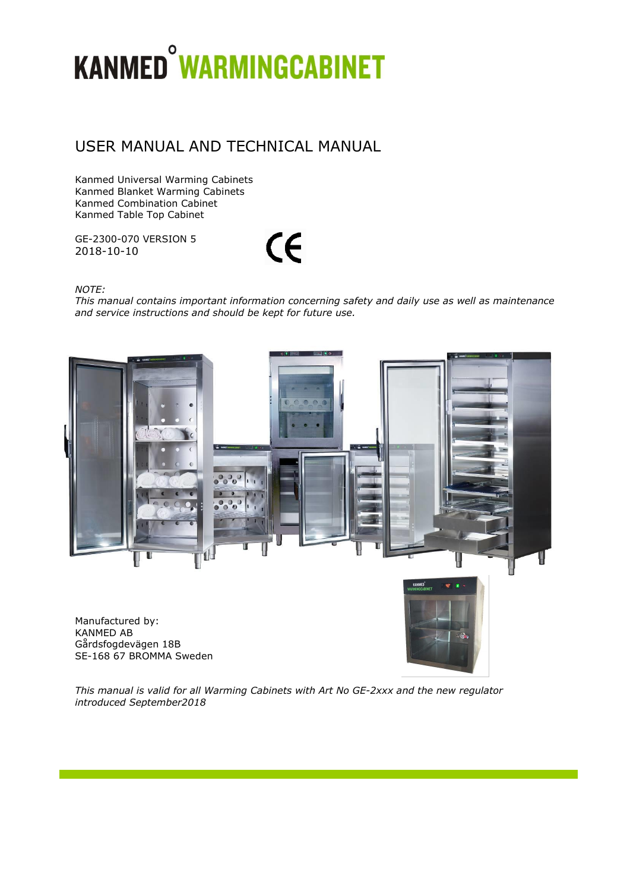# KANMED° WARMINGCABINET

## USER MANUAL AND TECHNICAL MANUAL

Kanmed Universal Warming Cabinets
Kanmed Blanket Warming Cabinets
Kanmed Combination Cabinet
Kanmed Table Top Cabinet

GE-2300-070 VERSION 5
2018-10-10

CE

*NOTE:*
*This manual contains important information concerning safety and daily use as well as maintenance and service instructions and should be kept for future use.*

Manufactured by:
KANMED AB
Gårdsfogdevägen 18B
SE-168 67 BROMMA Sweden

*This manual is valid for all Warming Cabinets with Art No GE-2xxx and the new regulator introduced September2018*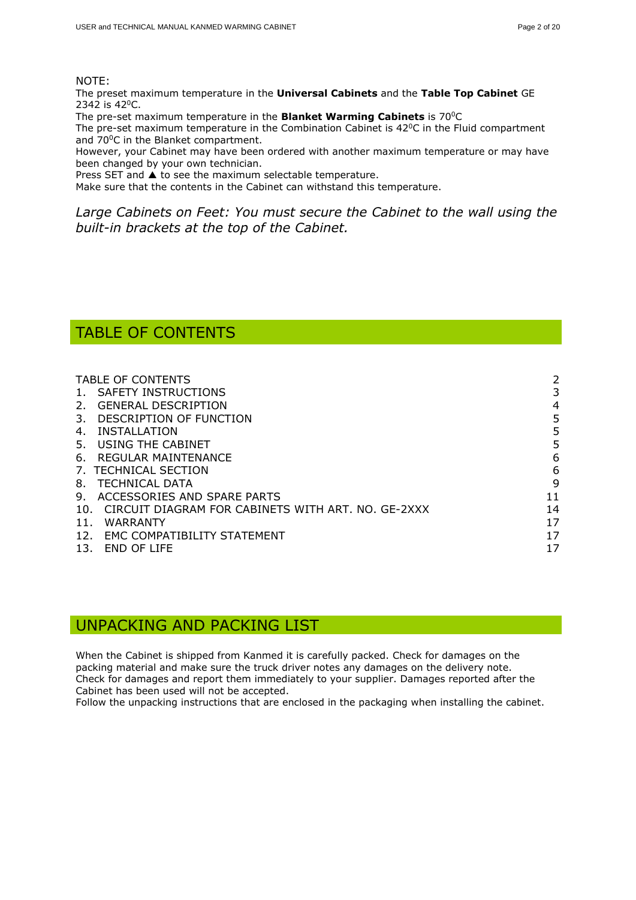NOTE:
The preset maximum temperature in the **Universal Cabinets** and the **Table Top Cabinet** GE 2342 is $42^0$C.
The pre-set maximum temperature in the **Blanket Warming Cabinets** is $70^0$C
The pre-set maximum temperature in the Combination Cabinet is $42^0$C in the Fluid compartment and $70^0$C in the Blanket compartment.
However, your Cabinet may have been ordered with another maximum temperature or may have been changed by your own technician.
Press SET and ▲ to see the maximum selectable temperature.
Make sure that the contents in the Cabinet can withstand this temperature.

*Large Cabinets on Feet: You must secure the Cabinet to the wall using the built-in brackets at the top of the Cabinet.*

## TABLE OF CONTENTS

| | |
|---|---|
| TABLE OF CONTENTS | 2 |
| 1. SAFETY INSTRUCTIONS | 3 |
| 2. GENERAL DESCRIPTION | 4 |
| 3. DESCRIPTION OF FUNCTION | 5 |
| 4. INSTALLATION | 5 |
| 5. USING THE CABINET | 5 |
| 6. REGULAR MAINTENANCE | 6 |
| 7. TECHNICAL SECTION | 6 |
| 8. TECHNICAL DATA | 9 |
| 9. ACCESSORIES AND SPARE PARTS | 11 |
| 10. CIRCUIT DIAGRAM FOR CABINETS WITH ART. NO. GE-2XXX | 14 |
| 11. WARRANTY | 17 |
| 12. EMC COMPATIBILITY STATEMENT | 17 |
| 13. END OF LIFE | 17 |

## UNPACKING AND PACKING LIST

When the Cabinet is shipped from Kanmed it is carefully packed. Check for damages on the packing material and make sure the truck driver notes any damages on the delivery note.
Check for damages and report them immediately to your supplier. Damages reported after the Cabinet has been used will not be accepted.
Follow the unpacking instructions that are enclosed in the packaging when installing the cabinet.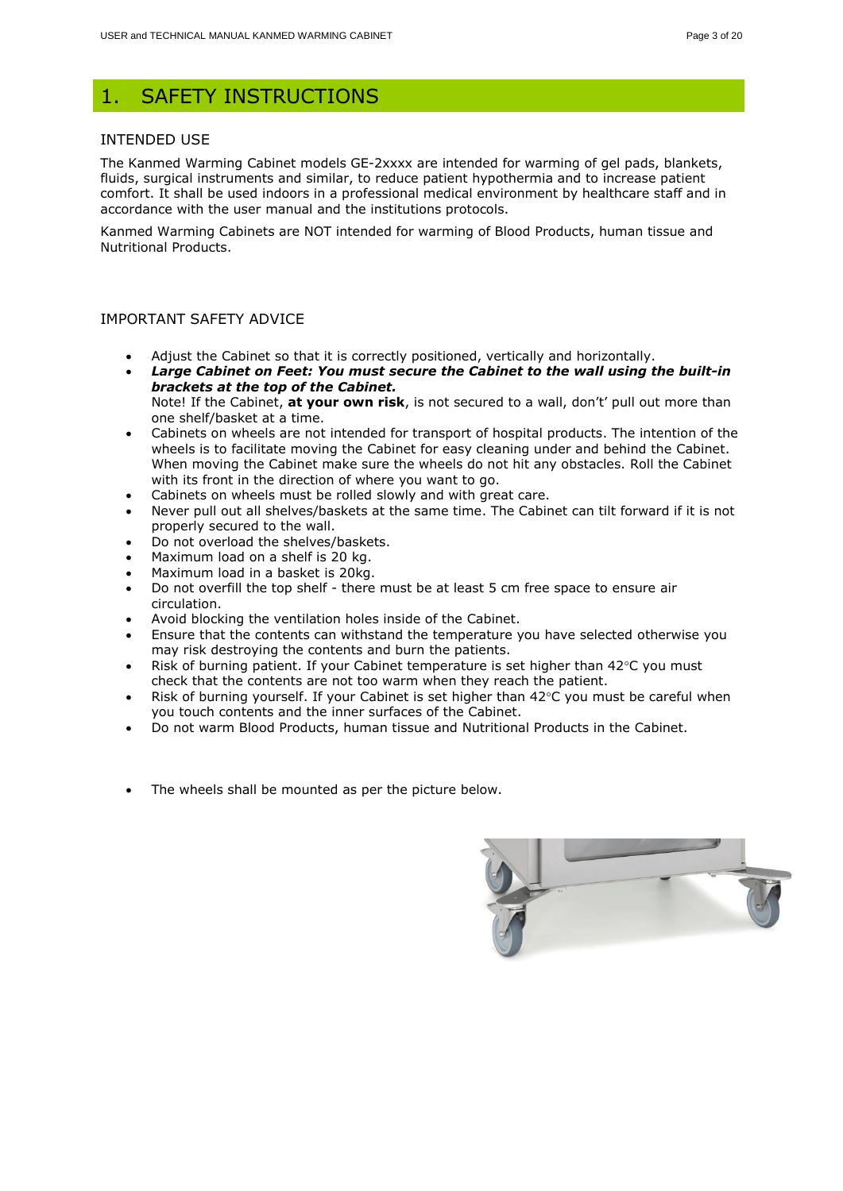# 1. SAFETY INSTRUCTIONS

## INTENDED USE

The Kanmed Warming Cabinet models GE-2xxxx are intended for warming of gel pads, blankets, fluids, surgical instruments and similar, to reduce patient hypothermia and to increase patient comfort. It shall be used indoors in a professional medical environment by healthcare staff and in accordance with the user manual and the institutions protocols.

Kanmed Warming Cabinets are NOT intended for warming of Blood Products, human tissue and Nutritional Products.

## IMPORTANT SAFETY ADVICE

- Adjust the Cabinet so that it is correctly positioned, vertically and horizontally.
- ***Large Cabinet on Feet: You must secure the Cabinet to the wall using the built-in brackets at the top of the Cabinet.***
  Note! If the Cabinet, **at your own risk**, is not secured to a wall, don't' pull out more than one shelf/basket at a time.
- Cabinets on wheels are not intended for transport of hospital products. The intention of the wheels is to facilitate moving the Cabinet for easy cleaning under and behind the Cabinet. When moving the Cabinet make sure the wheels do not hit any obstacles. Roll the Cabinet with its front in the direction of where you want to go.
- Cabinets on wheels must be rolled slowly and with great care.
- Never pull out all shelves/baskets at the same time. The Cabinet can tilt forward if it is not properly secured to the wall.
- Do not overload the shelves/baskets.
- Maximum load on a shelf is 20 kg.
- Maximum load in a basket is 20kg.
- Do not overfill the top shelf - there must be at least 5 cm free space to ensure air circulation.
- Avoid blocking the ventilation holes inside of the Cabinet.
- Ensure that the contents can withstand the temperature you have selected otherwise you may risk destroying the contents and burn the patients.
- Risk of burning patient. If your Cabinet temperature is set higher than 42°C you must check that the contents are not too warm when they reach the patient.
- Risk of burning yourself. If your Cabinet is set higher than 42°C you must be careful when you touch contents and the inner surfaces of the Cabinet.
- Do not warm Blood Products, human tissue and Nutritional Products in the Cabinet.

- The wheels shall be mounted as per the picture below.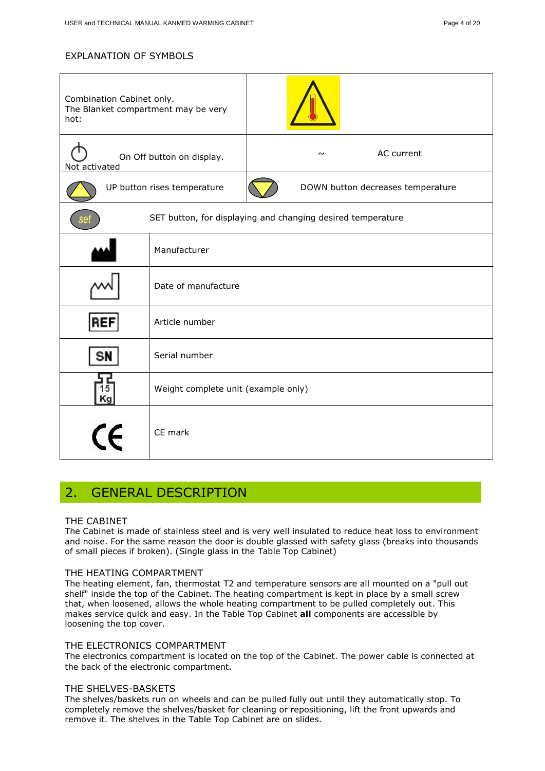EXPLANATION OF SYMBOLS

| | |
|---|---|
| Combination Cabinet only. The Blanket compartment may be very hot: | |
| On Off button on display. Not activated | ~ AC current |
| UP button rises temperature | DOWN button decreases temperature |
| set | SET button, for displaying and changing desired temperature |
| | Manufacturer |
| | Date of manufacture |
| REF | Article number |
| SN | Serial number |
| 15 Kg | Weight complete unit (example only) |
| CE | CE mark |

## 2. GENERAL DESCRIPTION

THE CABINET
The Cabinet is made of stainless steel and is very well insulated to reduce heat loss to environment and noise. For the same reason the door is double glassed with safety glass (breaks into thousands of small pieces if broken). (Single glass in the Table Top Cabinet)

THE HEATING COMPARTMENT
The heating element, fan, thermostat T2 and temperature sensors are all mounted on a "pull out shelf" inside the top of the Cabinet. The heating compartment is kept in place by a small screw that, when loosened, allows the whole heating compartment to be pulled completely out. This makes service quick and easy. In the Table Top Cabinet **all** components are accessible by loosening the top cover.

THE ELECTRONICS COMPARTMENT
The electronics compartment is located on the top of the Cabinet. The power cable is connected at the back of the electronic compartment.

THE SHELVES-BASKETS
The shelves/baskets run on wheels and can be pulled fully out until they automatically stop. To completely remove the shelves/basket for cleaning or repositioning, lift the front upwards and remove it. The shelves in the Table Top Cabinet are on slides.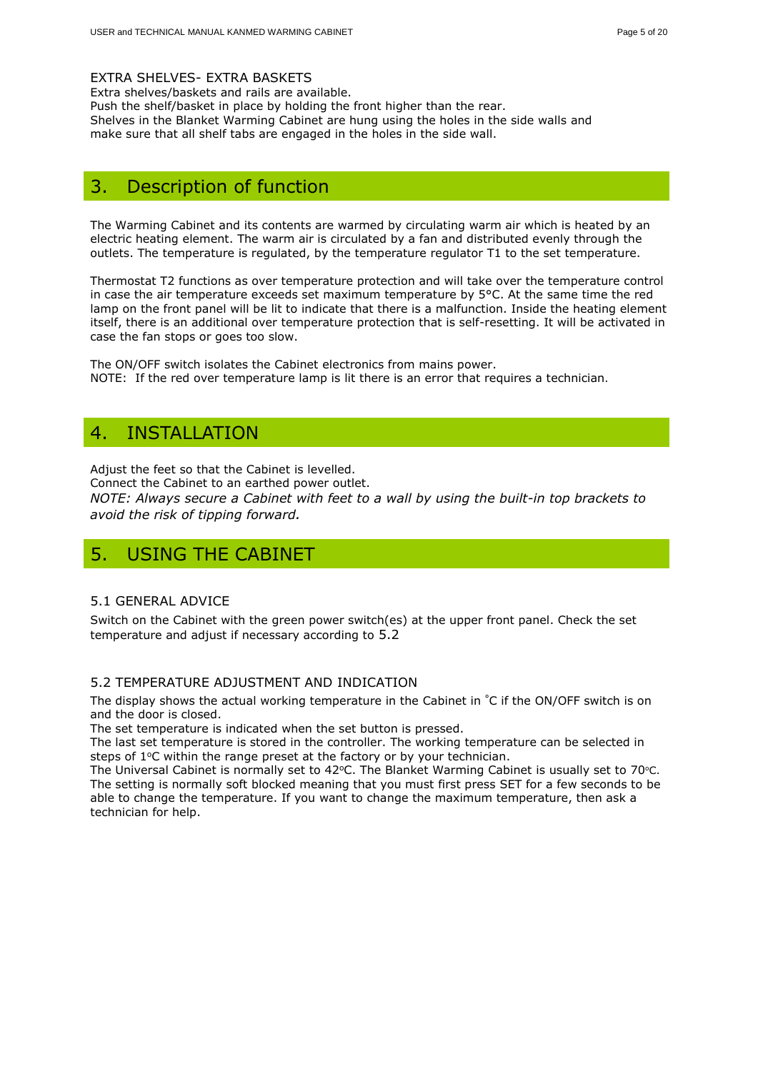EXTRA SHELVES- EXTRA BASKETS

Extra shelves/baskets and rails are available.
Push the shelf/basket in place by holding the front higher than the rear.
Shelves in the Blanket Warming Cabinet are hung using the holes in the side walls and make sure that all shelf tabs are engaged in the holes in the side wall.

# 3. Description of function

The Warming Cabinet and its contents are warmed by circulating warm air which is heated by an electric heating element. The warm air is circulated by a fan and distributed evenly through the outlets. The temperature is regulated, by the temperature regulator T1 to the set temperature.

Thermostat T2 functions as over temperature protection and will take over the temperature control in case the air temperature exceeds set maximum temperature by 5°C. At the same time the red lamp on the front panel will be lit to indicate that there is a malfunction. Inside the heating element itself, there is an additional over temperature protection that is self-resetting. It will be activated in case the fan stops or goes too slow.

The ON/OFF switch isolates the Cabinet electronics from mains power.
NOTE: If the red over temperature lamp is lit there is an error that requires a technician.

# 4. INSTALLATION

Adjust the feet so that the Cabinet is levelled.
Connect the Cabinet to an earthed power outlet.
*NOTE: Always secure a Cabinet with feet to a wall by using the built-in top brackets to avoid the risk of tipping forward.*

# 5. USING THE CABINET

## 5.1 GENERAL ADVICE

Switch on the Cabinet with the green power switch(es) at the upper front panel. Check the set temperature and adjust if necessary according to 5.2

## 5.2 TEMPERATURE ADJUSTMENT AND INDICATION

The display shows the actual working temperature in the Cabinet in ˚C if the ON/OFF switch is on and the door is closed.
The set temperature is indicated when the set button is pressed.
The last set temperature is stored in the controller. The working temperature can be selected in steps of 1°C within the range preset at the factory or by your technician.
The Universal Cabinet is normally set to 42°C. The Blanket Warming Cabinet is usually set to 70°C. The setting is normally soft blocked meaning that you must first press SET for a few seconds to be able to change the temperature. If you want to change the maximum temperature, then ask a technician for help.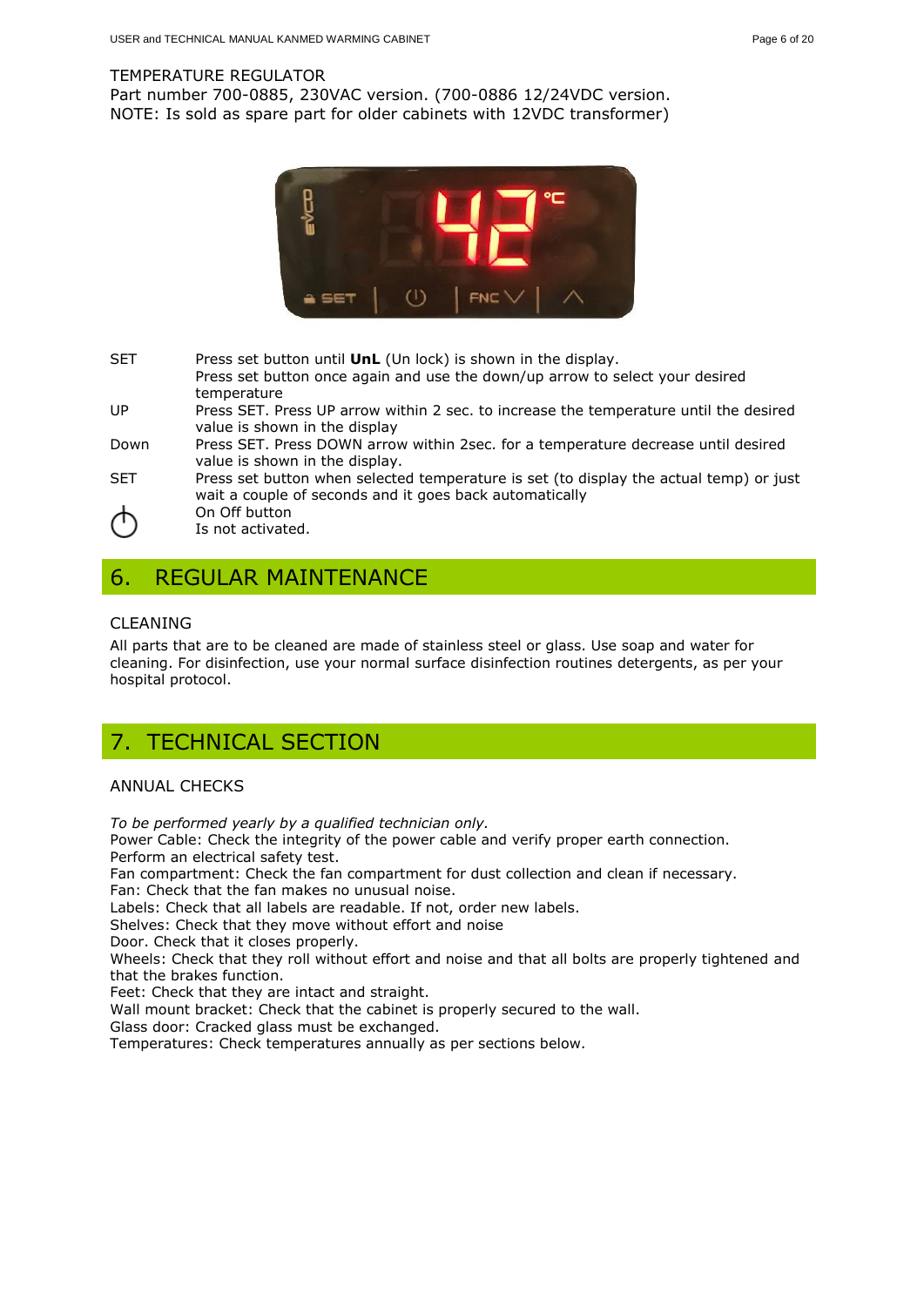TEMPERATURE REGULATOR
Part number 700-0885, 230VAC version. (700-0886 12/24VDC version.
NOTE: Is sold as spare part for older cabinets with 12VDC transformer)

| | |
|---|---|
| SET | Press set button until **UnL** (Un lock) is shown in the display. Press set button once again and use the down/up arrow to select your desired temperature |
| UP | Press SET. Press UP arrow within 2 sec. to increase the temperature until the desired value is shown in the display |
| Down | Press SET. Press DOWN arrow within 2sec. for a temperature decrease until desired value is shown in the display. |
| SET | Press set button when selected temperature is set (to display the actual temp) or just wait a couple of seconds and it goes back automatically |
| ⏻ | On Off button<br>Is not activated. |

# 6. REGULAR MAINTENANCE

CLEANING

All parts that are to be cleaned are made of stainless steel or glass. Use soap and water for cleaning. For disinfection, use your normal surface disinfection routines detergents, as per your hospital protocol.

# 7. TECHNICAL SECTION

ANNUAL CHECKS

*To be performed yearly by a qualified technician only.*
Power Cable: Check the integrity of the power cable and verify proper earth connection.
Perform an electrical safety test.
Fan compartment: Check the fan compartment for dust collection and clean if necessary.
Fan: Check that the fan makes no unusual noise.
Labels: Check that all labels are readable. If not, order new labels.
Shelves: Check that they move without effort and noise
Door. Check that it closes properly.
Wheels: Check that they roll without effort and noise and that all bolts are properly tightened and that the brakes function.
Feet: Check that they are intact and straight.
Wall mount bracket: Check that the cabinet is properly secured to the wall.
Glass door: Cracked glass must be exchanged.
Temperatures: Check temperatures annually as per sections below.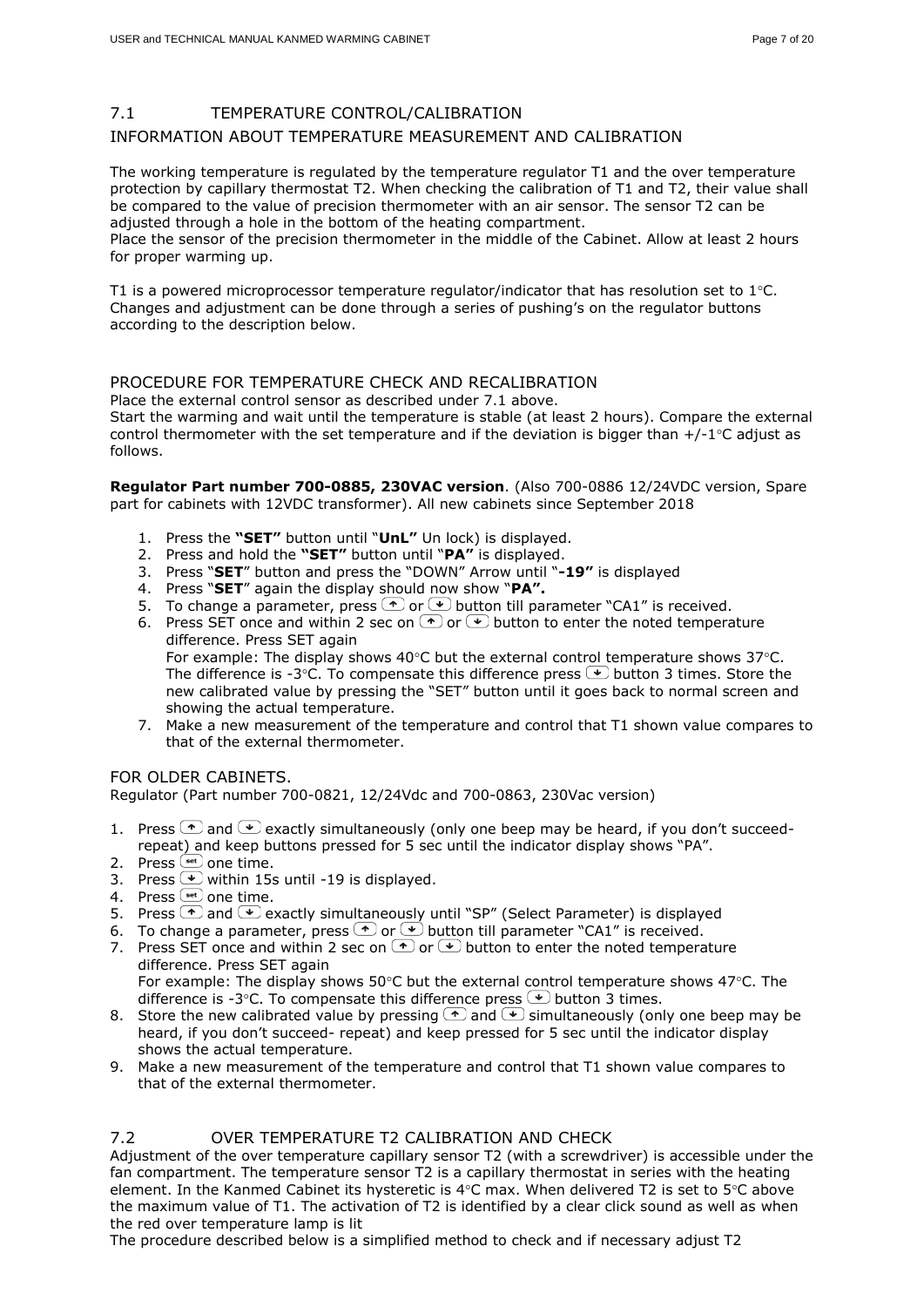## 7.1 TEMPERATURE CONTROL/CALIBRATION

### INFORMATION ABOUT TEMPERATURE MEASUREMENT AND CALIBRATION

The working temperature is regulated by the temperature regulator T1 and the over temperature protection by capillary thermostat T2. When checking the calibration of T1 and T2, their value shall be compared to the value of precision thermometer with an air sensor. The sensor T2 can be adjusted through a hole in the bottom of the heating compartment.
Place the sensor of the precision thermometer in the middle of the Cabinet. Allow at least 2 hours for proper warming up.

T1 is a powered microprocessor temperature regulator/indicator that has resolution set to 1◦C. Changes and adjustment can be done through a series of pushing's on the regulator buttons according to the description below.

### PROCEDURE FOR TEMPERATURE CHECK AND RECALIBRATION

Place the external control sensor as described under 7.1 above.
Start the warming and wait until the temperature is stable (at least 2 hours). Compare the external control thermometer with the set temperature and if the deviation is bigger than +/-1◦C adjust as follows.

**Regulator Part number 700-0885, 230VAC version**. (Also 700-0886 12/24VDC version, Spare part for cabinets with 12VDC transformer). All new cabinets since September 2018

1. Press the **"SET"** button until "**UnL"** Un lock) is displayed.
2. Press and hold the **"SET"** button until "**PA"** is displayed.
3. Press "**SET**" button and press the "DOWN" Arrow until "**-19"** is displayed
4. Press "**SET**" again the display should now show "**PA".**
5. To change a parameter, press (↑) or (↓) button till parameter "CA1" is received.
6. Press SET once and within 2 sec on (↑) or (↓) button to enter the noted temperature difference. Press SET again
   For example: The display shows 40◦C but the external control temperature shows 37◦C. The difference is -3◦C. To compensate this difference press (↓) button 3 times. Store the new calibrated value by pressing the "SET" button until it goes back to normal screen and showing the actual temperature.
7. Make a new measurement of the temperature and control that T1 shown value compares to that of the external thermometer.

### FOR OLDER CABINETS.

Regulator (Part number 700-0821, 12/24Vdc and 700-0863, 230Vac version)

1. Press (↑) and (↓) exactly simultaneously (only one beep may be heard, if you don't succeed-repeat) and keep buttons pressed for 5 sec until the indicator display shows "PA".
2. Press (set) one time.
3. Press (↓) within 15s until -19 is displayed.
4. Press (set) one time.
5. Press (↑) and (↓) exactly simultaneously until "SP" (Select Parameter) is displayed
6. To change a parameter, press (↑) or (↓) button till parameter "CA1" is received.
7. Press SET once and within 2 sec on (↑) or (↓) button to enter the noted temperature difference. Press SET again
   For example: The display shows 50◦C but the external control temperature shows 47◦C. The difference is -3◦C. To compensate this difference press (↓) button 3 times.
8. Store the new calibrated value by pressing (↑) and (↓) simultaneously (only one beep may be heard, if you don't succeed- repeat) and keep pressed for 5 sec until the indicator display shows the actual temperature.
9. Make a new measurement of the temperature and control that T1 shown value compares to that of the external thermometer.

## 7.2 OVER TEMPERATURE T2 CALIBRATION AND CHECK

Adjustment of the over temperature capillary sensor T2 (with a screwdriver) is accessible under the fan compartment. The temperature sensor T2 is a capillary thermostat in series with the heating element. In the Kanmed Cabinet its hysteretic is 4◦C max. When delivered T2 is set to 5◦C above the maximum value of T1. The activation of T2 is identified by a clear click sound as well as when the red over temperature lamp is lit
The procedure described below is a simplified method to check and if necessary adjust T2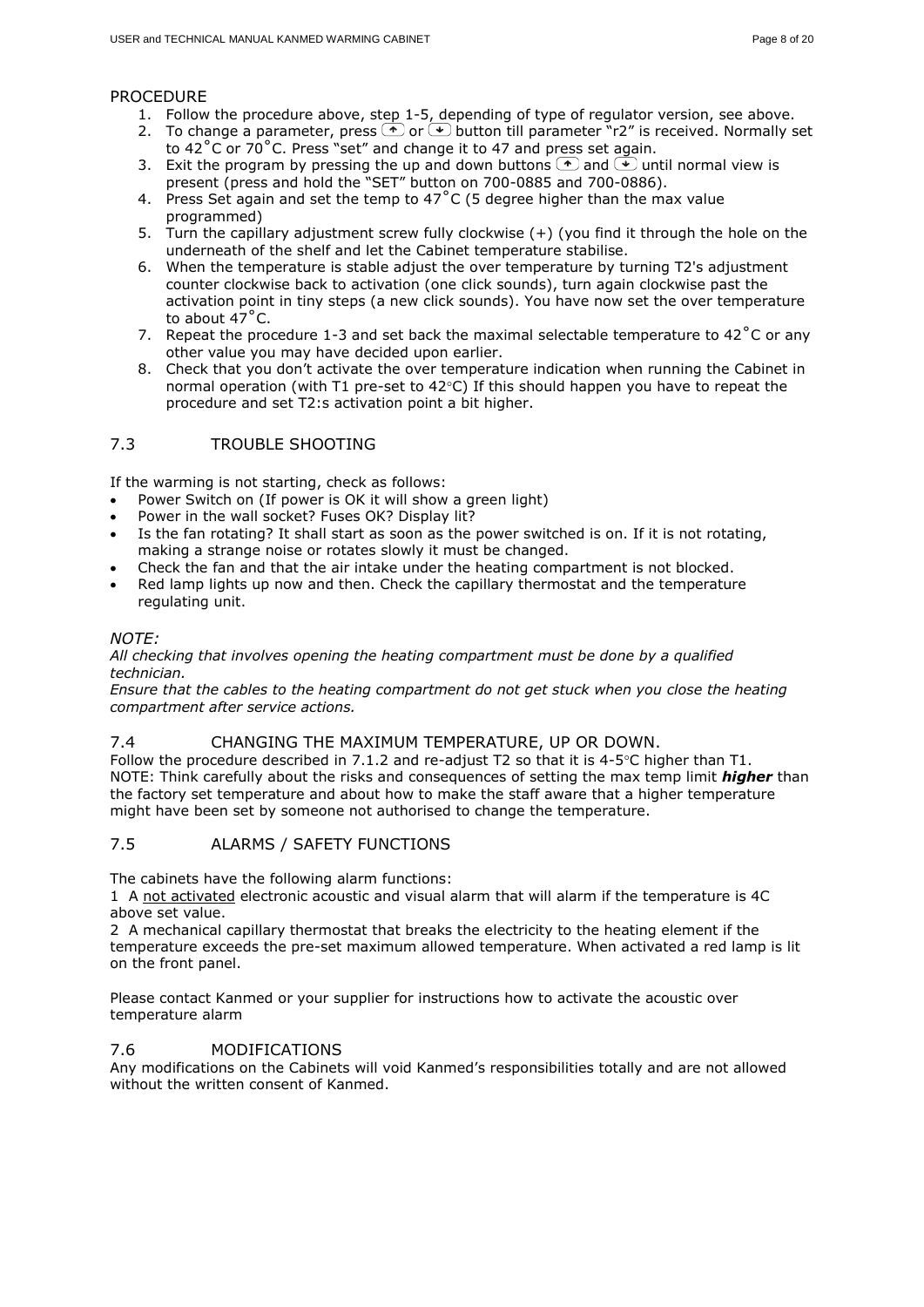PROCEDURE

1. Follow the procedure above, step 1-5, depending of type of regulator version, see above.
2. To change a parameter, press ⇧ or ⇩ button till parameter "r2" is received. Normally set to 42˚C or 70˚C. Press "set" and change it to 47 and press set again.
3. Exit the program by pressing the up and down buttons ⇧ and ⇩ until normal view is present (press and hold the "SET" button on 700-0885 and 700-0886).
4. Press Set again and set the temp to 47˚C (5 degree higher than the max value programmed)
5. Turn the capillary adjustment screw fully clockwise (+) (you find it through the hole on the underneath of the shelf and let the Cabinet temperature stabilise.
6. When the temperature is stable adjust the over temperature by turning T2's adjustment counter clockwise back to activation (one click sounds), turn again clockwise past the activation point in tiny steps (a new click sounds). You have now set the over temperature to about 47˚C.
7. Repeat the procedure 1-3 and set back the maximal selectable temperature to 42˚C or any other value you may have decided upon earlier.
8. Check that you don't activate the over temperature indication when running the Cabinet in normal operation (with T1 pre-set to 42◦C) If this should happen you have to repeat the procedure and set T2:s activation point a bit higher.

## 7.3 TROUBLE SHOOTING

If the warming is not starting, check as follows:

- Power Switch on (If power is OK it will show a green light)
- Power in the wall socket? Fuses OK? Display lit?
- Is the fan rotating? It shall start as soon as the power switched is on. If it is not rotating, making a strange noise or rotates slowly it must be changed.
- Check the fan and that the air intake under the heating compartment is not blocked.
- Red lamp lights up now and then. Check the capillary thermostat and the temperature regulating unit.

*NOTE:*
*All checking that involves opening the heating compartment must be done by a qualified technician.*
*Ensure that the cables to the heating compartment do not get stuck when you close the heating compartment after service actions.*

## 7.4 CHANGING THE MAXIMUM TEMPERATURE, UP OR DOWN.

Follow the procedure described in 7.1.2 and re-adjust T2 so that it is 4-5◦C higher than T1.
NOTE: Think carefully about the risks and consequences of setting the max temp limit ***higher*** than the factory set temperature and about how to make the staff aware that a higher temperature might have been set by someone not authorised to change the temperature.

## 7.5 ALARMS / SAFETY FUNCTIONS

The cabinets have the following alarm functions:

1 A <u>not activated</u> electronic acoustic and visual alarm that will alarm if the temperature is 4C above set value.

2 A mechanical capillary thermostat that breaks the electricity to the heating element if the temperature exceeds the pre-set maximum allowed temperature. When activated a red lamp is lit on the front panel.

Please contact Kanmed or your supplier for instructions how to activate the acoustic over temperature alarm

## 7.6 MODIFICATIONS

Any modifications on the Cabinets will void Kanmed's responsibilities totally and are not allowed without the written consent of Kanmed.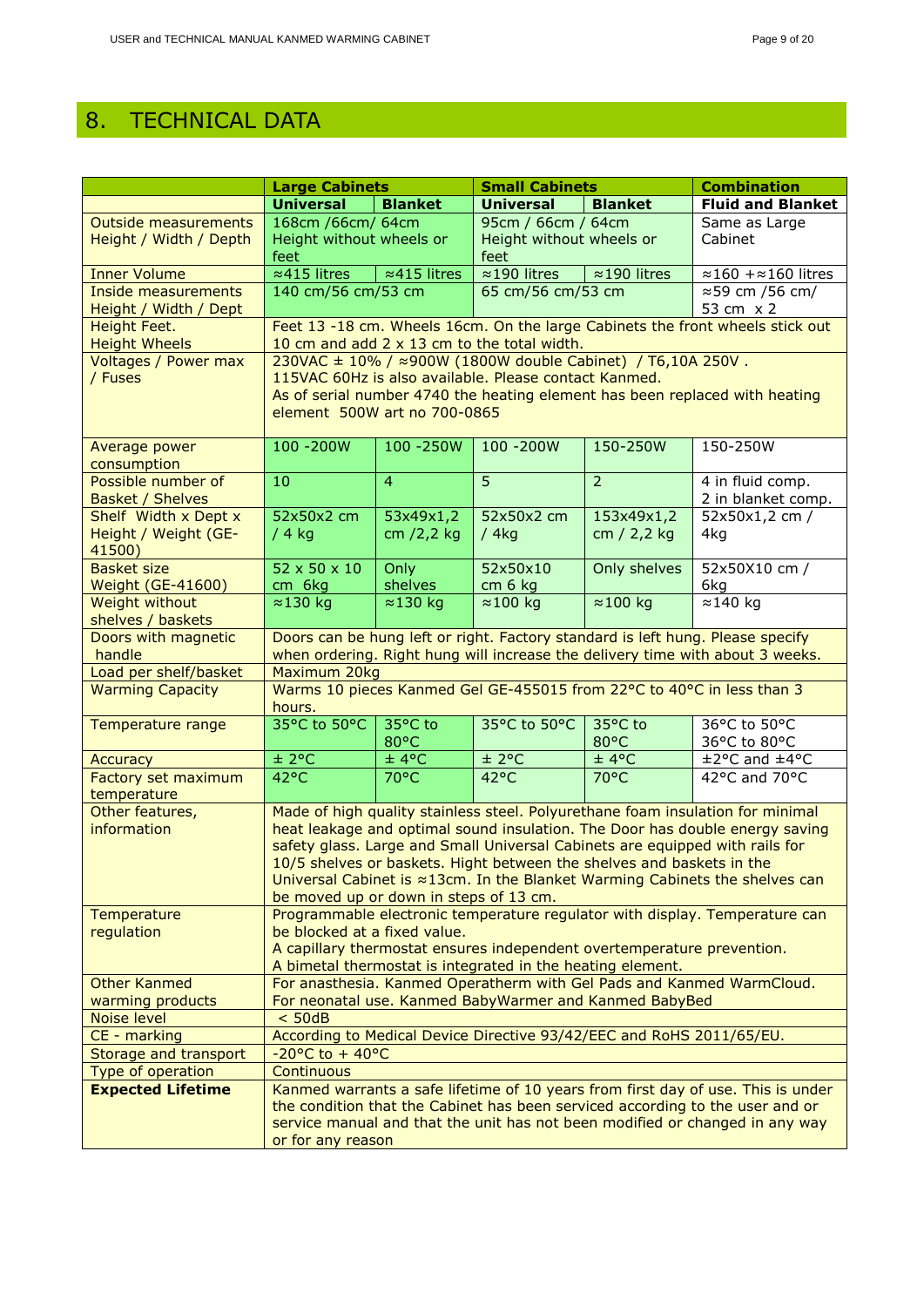# 8. TECHNICAL DATA

| | Large Cabinets | | Small Cabinets | | Combination |
|---|---|---|---|---|---|
| | **Universal** | **Blanket** | **Universal** | **Blanket** | **Fluid and Blanket** |
| Outside measurements Height / Width / Depth | 168cm /66cm/ 64cm Height without wheels or feet | | 95cm / 66cm / 64cm Height without wheels or feet | | Same as Large Cabinet |
| Inner Volume | ≈415 litres | ≈415 litres | ≈190 litres | ≈190 litres | ≈160 +≈160 litres |
| Inside measurements Height / Width / Dept | 140 cm/56 cm/53 cm | | 65 cm/56 cm/53 cm | | ≈59 cm /56 cm/ 53 cm x 2 |
| Height Feet. Height Wheels | Feet 13 -18 cm. Wheels 16cm. On the large Cabinets the front wheels stick out 10 cm and add 2 x 13 cm to the total width. | | | | |
| Voltages / Power max / Fuses | 230VAC ± 10% / ≈900W (1800W double Cabinet) / T6,10A 250V . 115VAC 60Hz is also available. Please contact Kanmed. As of serial number 4740 the heating element has been replaced with heating element 500W art no 700-0865 | | | | |
| Average power consumption | 100 -200W | 100 -250W | 100 -200W | 150-250W | 150-250W |
| Possible number of Basket / Shelves | 10 | 4 | 5 | 2 | 4 in fluid comp. 2 in blanket comp. |
| Shelf Width x Dept x Height / Weight (GE-41500) | 52x50x2 cm / 4 kg | 53x49x1,2 cm /2,2 kg | 52x50x2 cm / 4kg | 153x49x1,2 cm / 2,2 kg | 52x50x1,2 cm / 4kg |
| Basket size Weight (GE-41600) | 52 x 50 x 10 cm 6kg | Only shelves | 52x50x10 cm 6 kg | Only shelves | 52x50X10 cm / 6kg |
| Weight without shelves / baskets | ≈130 kg | ≈130 kg | ≈100 kg | ≈100 kg | ≈140 kg |
| Doors with magnetic handle | Doors can be hung left or right. Factory standard is left hung. Please specify when ordering. Right hung will increase the delivery time with about 3 weeks. | | | | |
| Load per shelf/basket | Maximum 20kg | | | | |
| Warming Capacity | Warms 10 pieces Kanmed Gel GE-455015 from 22°C to 40°C in less than 3 hours. | | | | |
| Temperature range | 35°C to 50°C | 35°C to 80°C | 35°C to 50°C | 35°C to 80°C | 36°C to 50°C 36°C to 80°C |
| Accuracy | ± 2°C | ± 4°C | ± 2°C | ± 4°C | ±2°C and ±4°C |
| Factory set maximum temperature | 42°C | 70°C | 42°C | 70°C | 42°C and 70°C |
| Other features, information | Made of high quality stainless steel. Polyurethane foam insulation for minimal heat leakage and optimal sound insulation. The Door has double energy saving safety glass. Large and Small Universal Cabinets are equipped with rails for 10/5 shelves or baskets. Hight between the shelves and baskets in the Universal Cabinet is ≈13cm. In the Blanket Warming Cabinets the shelves can be moved up or down in steps of 13 cm. | | | | |
| Temperature regulation | Programmable electronic temperature regulator with display. Temperature can be blocked at a fixed value. A capillary thermostat ensures independent overtemperature prevention. A bimetal thermostat is integrated in the heating element. | | | | |
| Other Kanmed warming products | For anasthesia. Kanmed Operatherm with Gel Pads and Kanmed WarmCloud. For neonatal use. Kanmed BabyWarmer and Kanmed BabyBed | | | | |
| Noise level | < 50dB | | | | |
| CE - marking | According to Medical Device Directive 93/42/EEC and RoHS 2011/65/EU. | | | | |
| Storage and transport | -20°C to + 40°C | | | | |
| Type of operation | Continuous | | | | |
| **Expected Lifetime** | Kanmed warrants a safe lifetime of 10 years from first day of use. This is under the condition that the Cabinet has been serviced according to the user and or service manual and that the unit has not been modified or changed in any way or for any reason | | | | |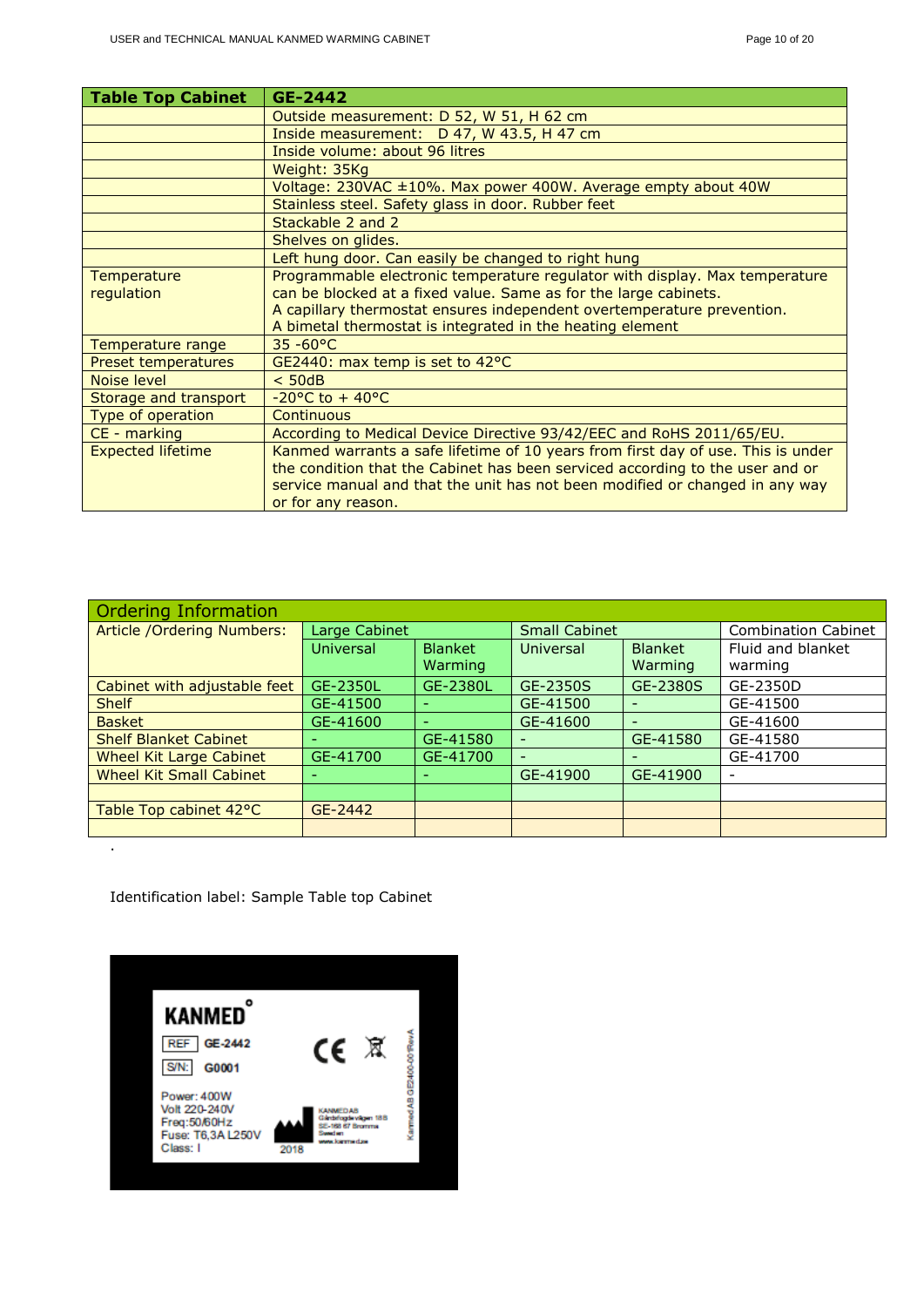| Table Top Cabinet | GE-2442 |
|---|---|
| | Outside measurement: D 52, W 51, H 62 cm |
| | Inside measurement: D 47, W 43.5, H 47 cm |
| | Inside volume: about 96 litres |
| | Weight: 35Kg |
| | Voltage: 230VAC ±10%. Max power 400W. Average empty about 40W |
| | Stainless steel. Safety glass in door. Rubber feet |
| | Stackable 2 and 2 |
| | Shelves on glides. |
| | Left hung door. Can easily be changed to right hung |
| Temperature regulation | Programmable electronic temperature regulator with display. Max temperature can be blocked at a fixed value. Same as for the large cabinets. A capillary thermostat ensures independent overtemperature prevention. A bimetal thermostat is integrated in the heating element |
| Temperature range | 35 -60°C |
| Preset temperatures | GE2440: max temp is set to 42°C |
| Noise level | < 50dB |
| Storage and transport | -20°C to + 40°C |
| Type of operation | Continuous |
| CE - marking | According to Medical Device Directive 93/42/EEC and RoHS 2011/65/EU. |
| Expected lifetime | Kanmed warrants a safe lifetime of 10 years from first day of use. This is under the condition that the Cabinet has been serviced according to the user and or service manual and that the unit has not been modified or changed in any way or for any reason. |

| Ordering Information | | | | | |
|---|---|---|---|---|---|
| Article /Ordering Numbers: | Large Cabinet | | Small Cabinet | | Combination Cabinet |
| | Universal | Blanket Warming | Universal | Blanket Warming | Fluid and blanket warming |
| Cabinet with adjustable feet | GE-2350L | GE-2380L | GE-2350S | GE-2380S | GE-2350D |
| Shelf | GE-41500 | - | GE-41500 | - | GE-41500 |
| Basket | GE-41600 | - | GE-41600 | - | GE-41600 |
| Shelf Blanket Cabinet | - | GE-41580 | - | GE-41580 | GE-41580 |
| Wheel Kit Large Cabinet | GE-41700 | GE-41700 | - | - | GE-41700 |
| Wheel Kit Small Cabinet | - | - | GE-41900 | GE-41900 | - |
| | | | | | |
| Table Top cabinet 42°C | GE-2442 | | | | |
| | | | | | |

Identification label: Sample Table top Cabinet

KANMED

REF GE-2442

S/N: G0001

Power: 400W
Volt 220-240V
Freq:50/60Hz
Fuse: T6,3A L250V
Class: I

KANMED AB
Gårdsfogdevägen 18B
SE-168 67 Bromma
Sweden
www.kanmed.se

2018

Kanmed AB GE2400-001RevA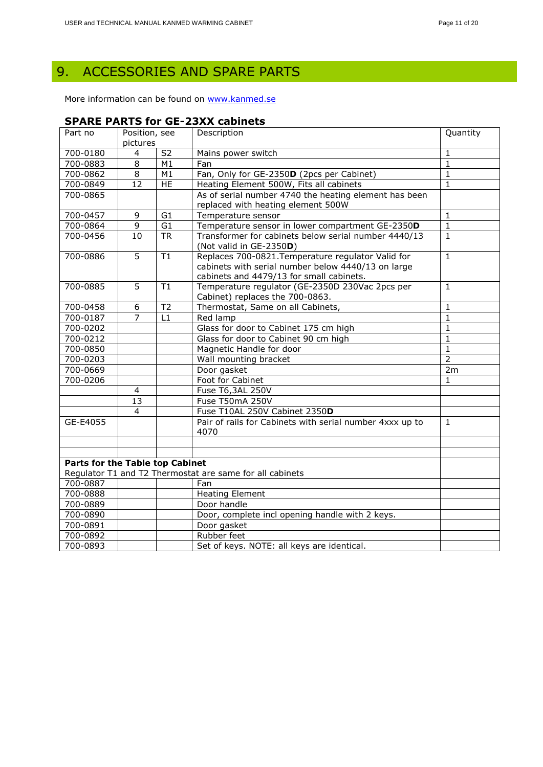# 9. ACCESSORIES AND SPARE PARTS

More information can be found on [www.kanmed.se](http://www.kanmed.se)

## SPARE PARTS for GE-23XX cabinets

| Part no | Position, see pictures | | Description | Quantity |
|---|---|---|---|---|
| 700-0180 | 4 | S2 | Mains power switch | 1 |
| 700-0883 | 8 | M1 | Fan | 1 |
| 700-0862 | 8 | M1 | Fan, Only for GE-2350**D** (2pcs per Cabinet) | 1 |
| 700-0849 | 12 | HE | Heating Element 500W, Fits all cabinets | 1 |
| 700-0865 | | | As of serial number 4740 the heating element has been replaced with heating element 500W | |
| 700-0457 | 9 | G1 | Temperature sensor | 1 |
| 700-0864 | 9 | G1 | Temperature sensor in lower compartment GE-2350**D** | 1 |
| 700-0456 | 10 | TR | Transformer for cabinets below serial number 4440/13 (Not valid in GE-2350**D**) | 1 |
| 700-0886 | 5 | T1 | Replaces 700-0821.Temperature regulator Valid for cabinets with serial number below 4440/13 on large cabinets and 4479/13 for small cabinets. | 1 |
| 700-0885 | 5 | T1 | Temperature regulator (GE-2350D 230Vac 2pcs per Cabinet) replaces the 700-0863. | 1 |
| 700-0458 | 6 | T2 | Thermostat, Same on all Cabinets, | 1 |
| 700-0187 | 7 | L1 | Red lamp | 1 |
| 700-0202 | | | Glass for door to Cabinet 175 cm high | 1 |
| 700-0212 | | | Glass for door to Cabinet 90 cm high | 1 |
| 700-0850 | | | Magnetic Handle for door | 1 |
| 700-0203 | | | Wall mounting bracket | 2 |
| 700-0669 | | | Door gasket | 2m |
| 700-0206 | | | Foot for Cabinet | 1 |
| | 4 | | Fuse T6,3AL 250V | |
| | 13 | | Fuse T50mA 250V | |
| | 4 | | Fuse T10AL 250V Cabinet 2350**D** | |
| GE-E4055 | | | Pair of rails for Cabinets with serial number 4xxx up to 4070 | 1 |
| | | | | |
| | | | | |
| **Parts for the Table top Cabinet** Regulator T1 and T2 Thermostat are same for all cabinets | | | | |
| 700-0887 | | | Fan | |
| 700-0888 | | | Heating Element | |
| 700-0889 | | | Door handle | |
| 700-0890 | | | Door, complete incl opening handle with 2 keys. | |
| 700-0891 | | | Door gasket | |
| 700-0892 | | | Rubber feet | |
| 700-0893 | | | Set of keys. NOTE: all keys are identical. | |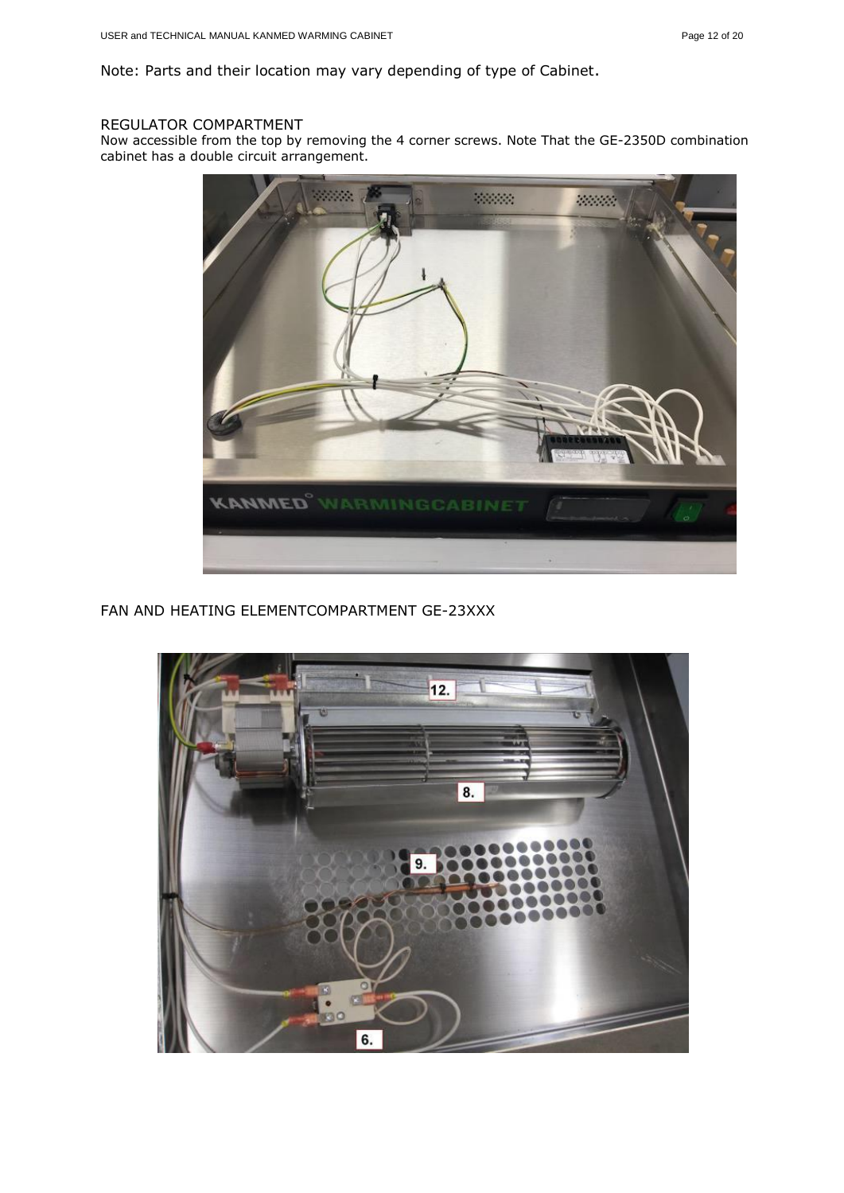Note: Parts and their location may vary depending of type of Cabinet.

## REGULATOR COMPARTMENT

Now accessible from the top by removing the 4 corner screws. Note That the GE-2350D combination cabinet has a double circuit arrangement.

## FAN AND HEATING ELEMENTCOMPARTMENT GE-23XXX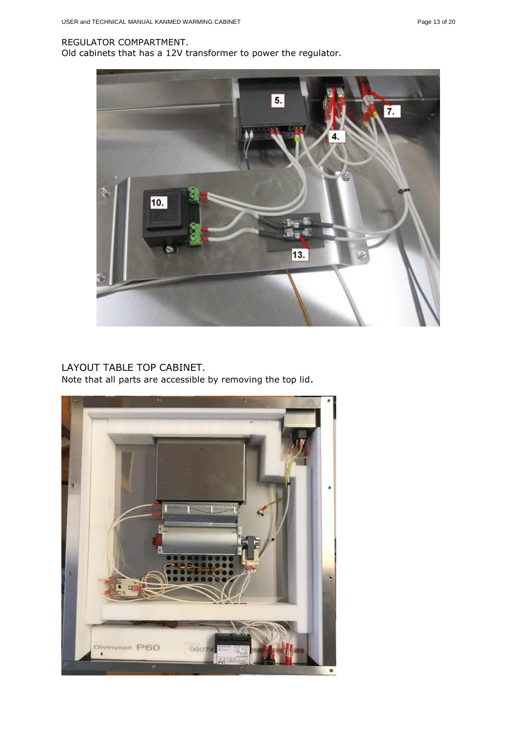REGULATOR COMPARTMENT.

Old cabinets that has a 12V transformer to power the regulator.

LAYOUT TABLE TOP CABINET.

Note that all parts are accessible by removing the top lid.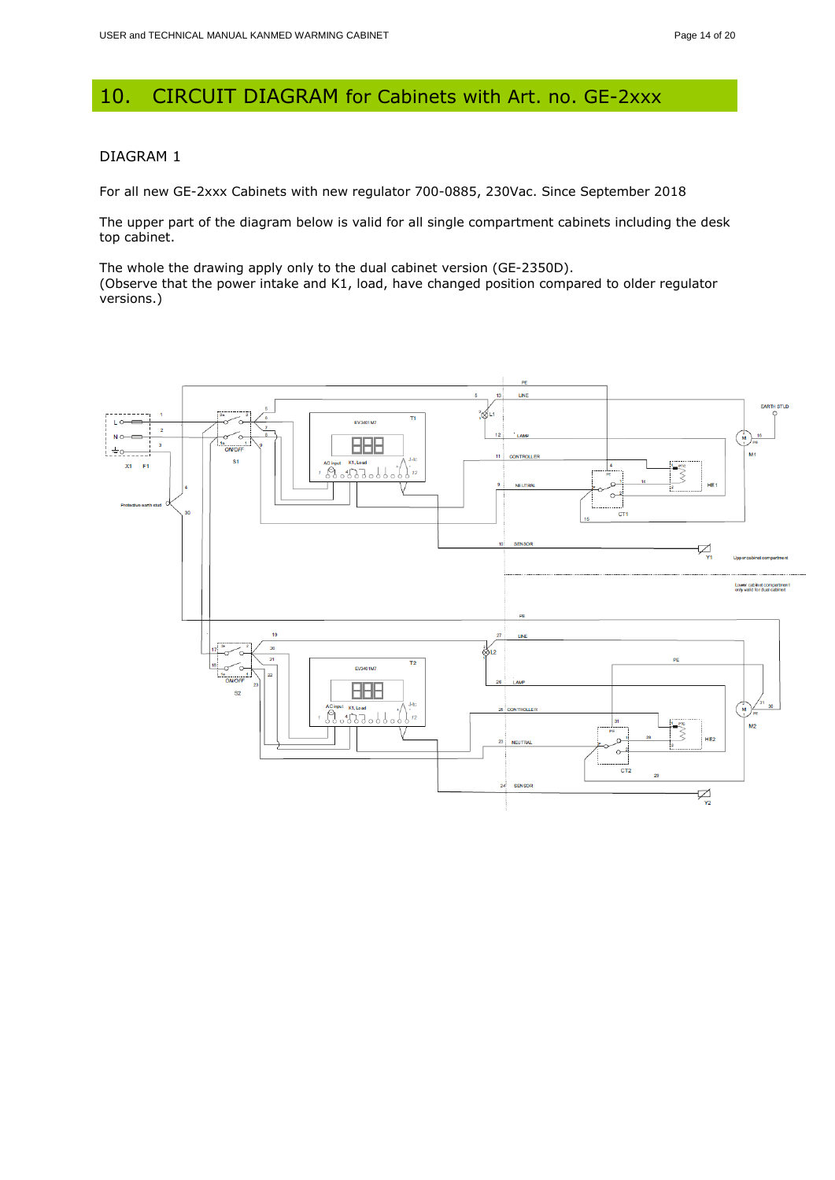# 10. CIRCUIT DIAGRAM for Cabinets with Art. no. GE-2xxx

DIAGRAM 1

For all new GE-2xxx Cabinets with new regulator 700-0885, 230Vac. Since September 2018

The upper part of the diagram below is valid for all single compartment cabinets including the desk top cabinet.

The whole the drawing apply only to the dual cabinet version (GE-2350D).
(Observe that the power intake and K1, load, have changed position compared to older regulator versions.)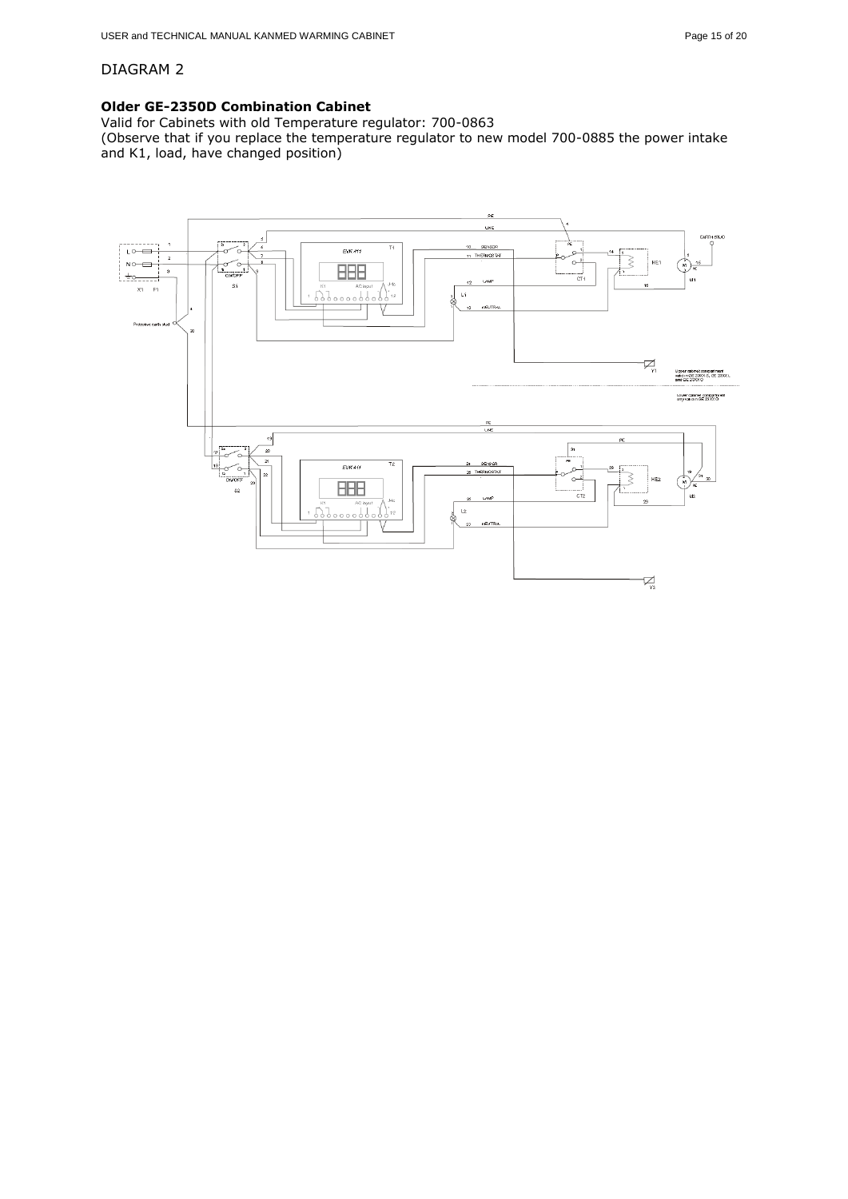DIAGRAM 2

**Older GE-2350D Combination Cabinet**
Valid for Cabinets with old Temperature regulator: 700-0863
(Observe that if you replace the temperature regulator to new model 700-0885 the power intake and K1, load, have changed position)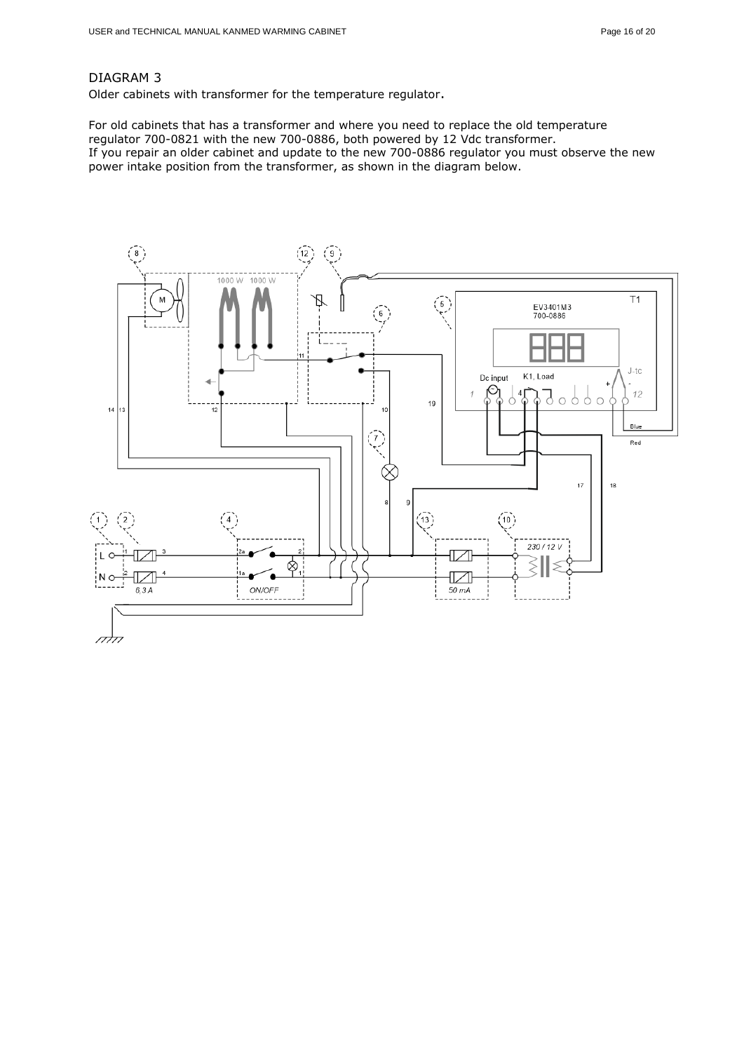## DIAGRAM 3

Older cabinets with transformer for the temperature regulator.

For old cabinets that has a transformer and where you need to replace the old temperature regulator 700-0821 with the new 700-0886, both powered by 12 Vdc transformer.
If you repair an older cabinet and update to the new 700-0886 regulator you must observe the new power intake position from the transformer, as shown in the diagram below.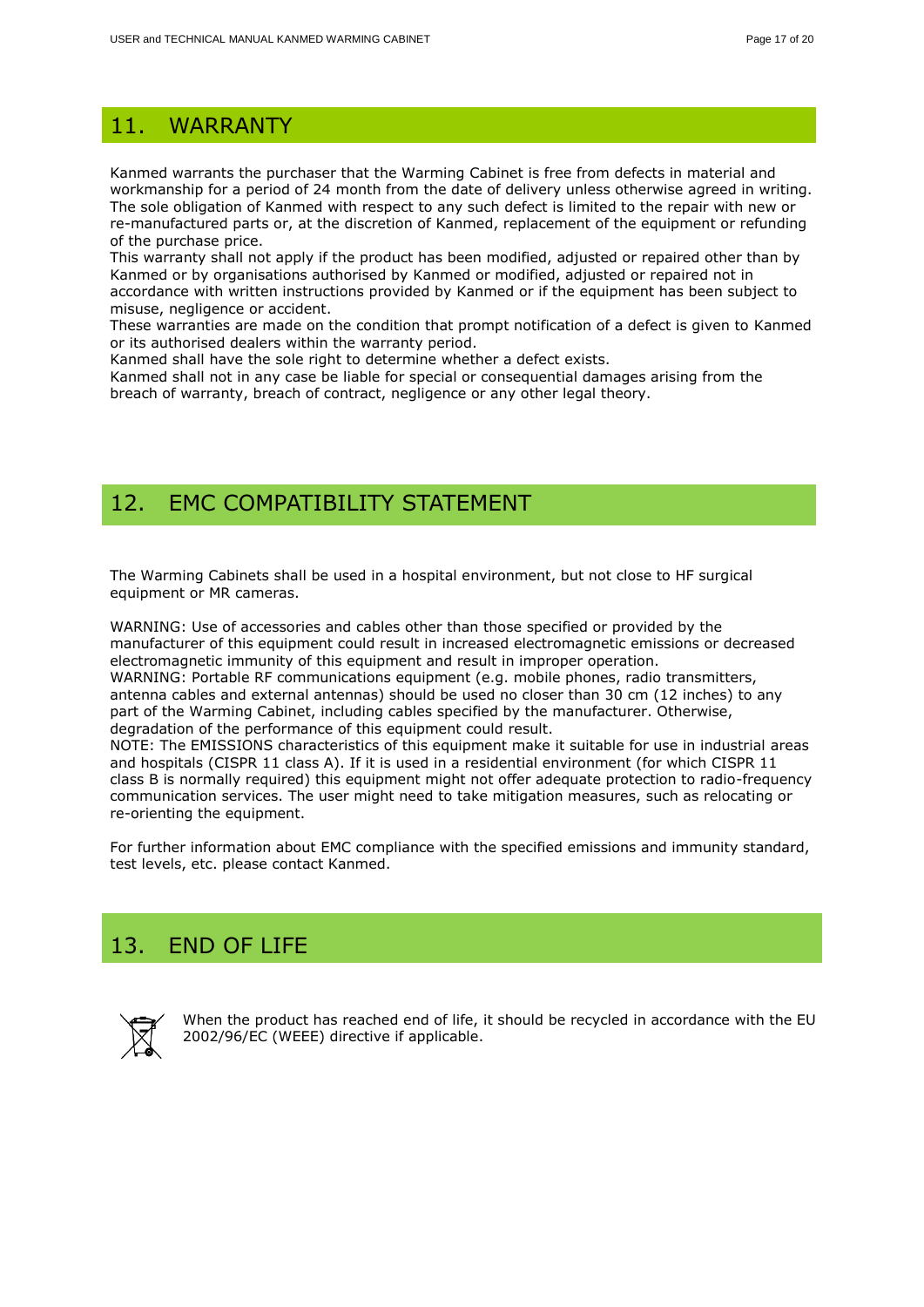# 11. WARRANTY

Kanmed warrants the purchaser that the Warming Cabinet is free from defects in material and workmanship for a period of 24 month from the date of delivery unless otherwise agreed in writing. The sole obligation of Kanmed with respect to any such defect is limited to the repair with new or re-manufactured parts or, at the discretion of Kanmed, replacement of the equipment or refunding of the purchase price.
This warranty shall not apply if the product has been modified, adjusted or repaired other than by Kanmed or by organisations authorised by Kanmed or modified, adjusted or repaired not in accordance with written instructions provided by Kanmed or if the equipment has been subject to misuse, negligence or accident.
These warranties are made on the condition that prompt notification of a defect is given to Kanmed or its authorised dealers within the warranty period.
Kanmed shall have the sole right to determine whether a defect exists.
Kanmed shall not in any case be liable for special or consequential damages arising from the breach of warranty, breach of contract, negligence or any other legal theory.

# 12. EMC COMPATIBILITY STATEMENT

The Warming Cabinets shall be used in a hospital environment, but not close to HF surgical equipment or MR cameras.

WARNING: Use of accessories and cables other than those specified or provided by the manufacturer of this equipment could result in increased electromagnetic emissions or decreased electromagnetic immunity of this equipment and result in improper operation.
WARNING: Portable RF communications equipment (e.g. mobile phones, radio transmitters, antenna cables and external antennas) should be used no closer than 30 cm (12 inches) to any part of the Warming Cabinet, including cables specified by the manufacturer. Otherwise, degradation of the performance of this equipment could result.
NOTE: The EMISSIONS characteristics of this equipment make it suitable for use in industrial areas and hospitals (CISPR 11 class A). If it is used in a residential environment (for which CISPR 11 class B is normally required) this equipment might not offer adequate protection to radio-frequency communication services. The user might need to take mitigation measures, such as relocating or re-orienting the equipment.

For further information about EMC compliance with the specified emissions and immunity standard, test levels, etc. please contact Kanmed.

# 13. END OF LIFE

When the product has reached end of life, it should be recycled in accordance with the EU 2002/96/EC (WEEE) directive if applicable.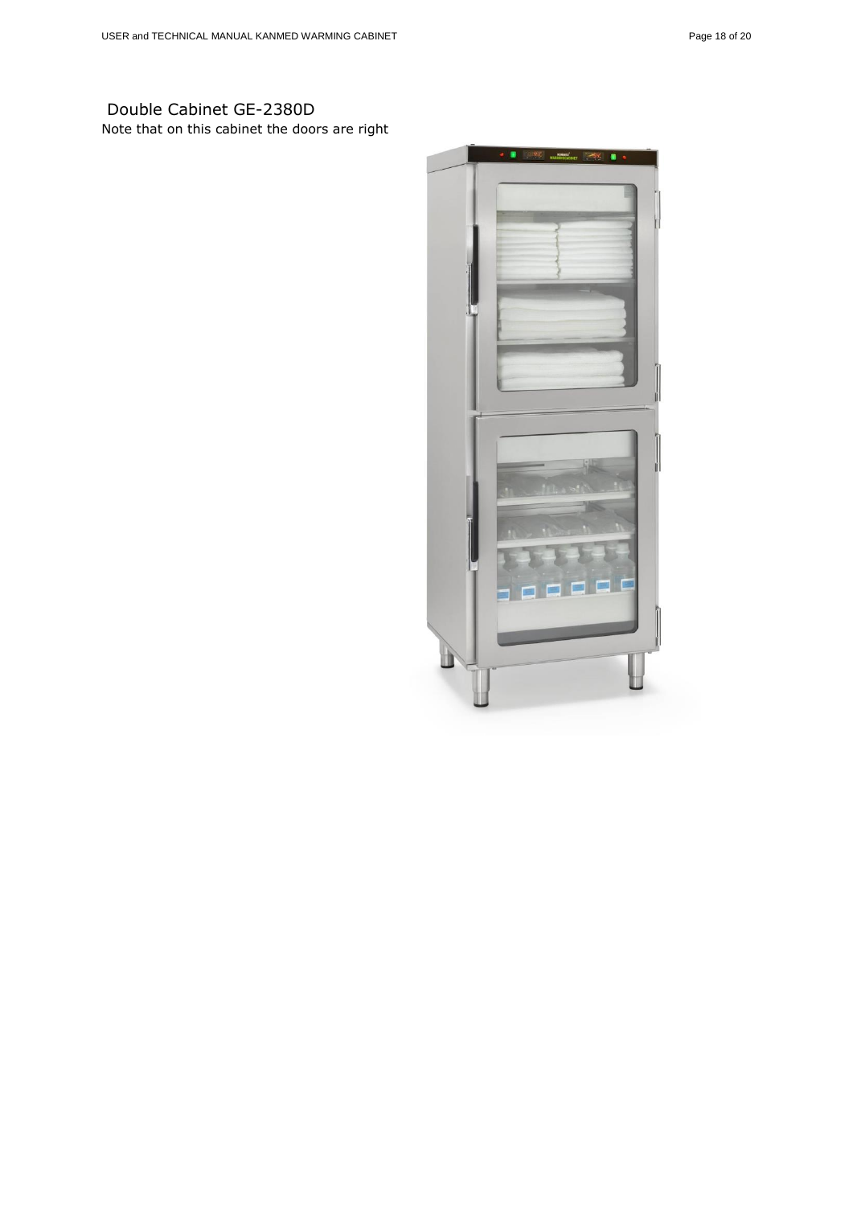## Double Cabinet GE-2380D

Note that on this cabinet the doors are right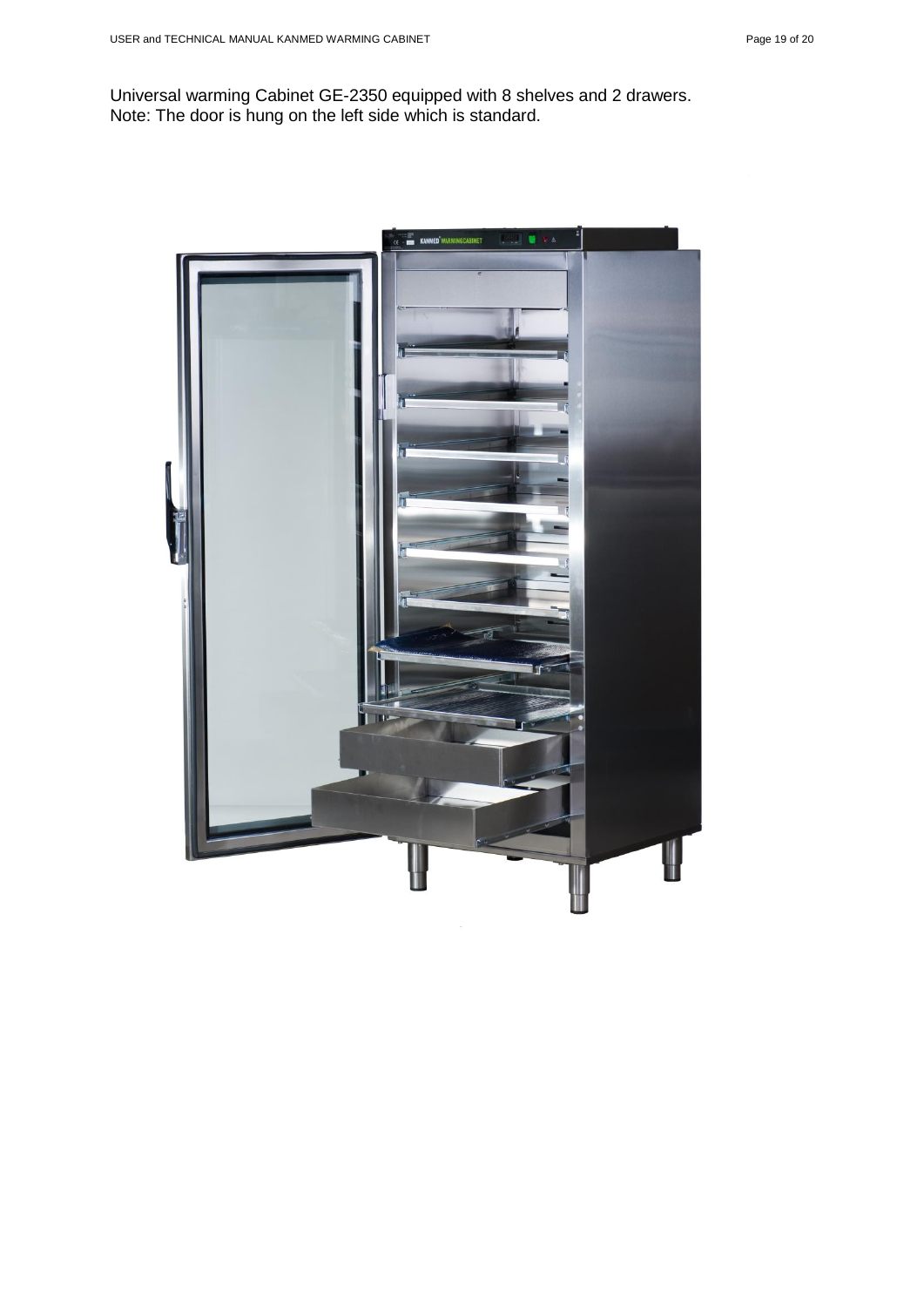Universal warming Cabinet GE-2350 equipped with 8 shelves and 2 drawers.
Note: The door is hung on the left side which is standard.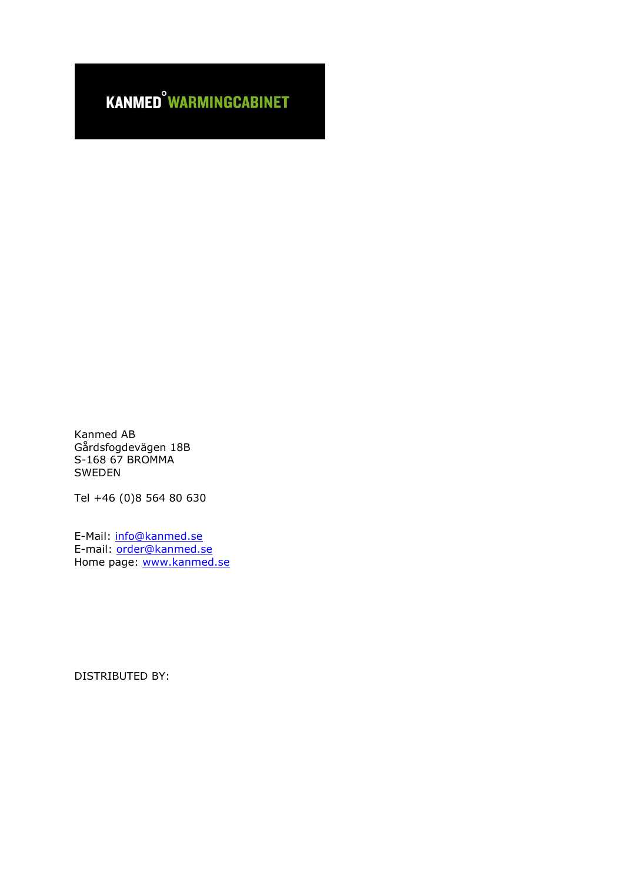**KANMED° WARMINGCABINET**

Kanmed AB
Gårdsfogdevägen 18B
S-168 67 BROMMA
SWEDEN

Tel +46 (0)8 564 80 630

E-Mail: info@kanmed.se
E-mail: order@kanmed.se
Home page: www.kanmed.se

DISTRIBUTED BY: